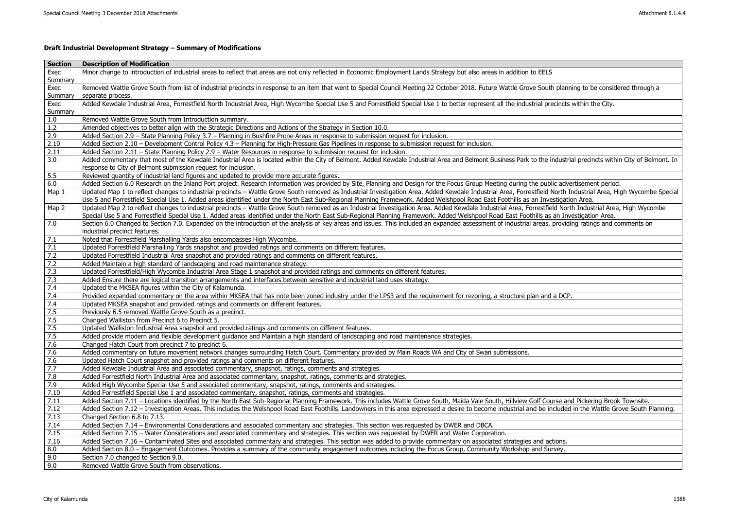**Draft Industrial Development Strategy – Summary of Modifications**

| Section | Description of Modification |
|---|---|
| Exec Summary | Minor change to introduction of industrial areas to reflect that areas are not only reflected in Economic Employment Lands Strategy but also areas in addition to EELS |
| Exec Summary | Removed Wattle Grove South from list of industrial precincts in response to an item that went to Special Council Meeting 22 October 2018. Future Wattle Grove South planning to be considered through a separate process. |
| Exec Summary | Added Kewdale Industrial Area, Forrestfield North Industrial Area, High Wycombe Special Use 5 and Forrestfield Special Use 1 to better represent all the industrial precincts within the City. |
| 1.0 | Removed Wattle Grove South from Introduction summary. |
| 1.2 | Amended objectives to better align with the Strategic Directions and Actions of the Strategy in Section 10.0. |
| 2.9 | Added Section 2.9 – State Planning Policy 3.7 – Planning in Bushfire Prone Areas in response to submission request for inclusion. |
| 2.10 | Added Section 2.10 – Development Control Policy 4.3 – Planning for High-Pressure Gas Pipelines in response to submission request for inclusion. |
| 2.11 | Added Section 2.11 – State Planning Policy 2.9 – Water Resources in response to submission request for inclusion. |
| 3.0 | Added commentary that most of the Kewdale Industrial Area is located within the City of Belmont. Added Kewdale Industrial Area and Belmont Business Park to the industrial precincts within City of Belmont. In response to City of Belmont submission request for inclusion. |
| 5.5 | Reviewed quantity of industrial land figures and updated to provide more accurate figures. |
| 6.0 | Added Section 6.0 Research on the Inland Port project. Research information was provided by Site, Planning and Design for the Focus Group Meeting during the public advertisement period. |
| Map 1 | Updated Map 1 to reflect changes to industrial precincts – Wattle Grove South removed as Industrial Investigation Area. Added Kewdale Industrial Area, Forrestfield North Industrial Area, High Wycombe Special Use 5 and Forrestfield Special Use 1. Added areas identified under the North East Sub-Regional Planning Framework. Added Welshpool Road East Foothills as an Investigation Area. |
| Map 2 | Updated Map 2 to reflect changes to industrial precincts – Wattle Grove South removed as an Industrial Investigation Area. Added Kewdale Industrial Area, Forrestfield North Industrial Area, High Wycombe Special Use 5 and Forrestfield Special Use 1. Added areas identified under the North East Sub-Regional Planning Framework. Added Welshpool Road East Foothills as an Investigation Area. |
| 7.0 | Section 6.0 Changed to Section 7.0. Expanded on the introduction of the analysis of key areas and issues. This included an expanded assessment of industrial areas, providing ratings and comments on industrial precinct features. |
| 7.1 | Noted that Forrestfield Marshalling Yards also encompasses High Wycombe. |
| 7.1 | Updated Forrestfield Marshalling Yards snapshot and provided ratings and comments on different features. |
| 7.2 | Updated Forrestfield Industrial Area snapshot and provided ratings and comments on different features. |
| 7.2 | Added Maintain a high standard of landscaping and road maintenance strategy. |
| 7.3 | Updated Forrestfield/High Wycombe Industrial Area Stage 1 snapshot and provided ratings and comments on different features. |
| 7.3 | Added Ensure there are logical transition arrangements and interfaces between sensitive and industrial land uses strategy. |
| 7.4 | Updated the MKSEA figures within the City of Kalamunda. |
| 7.4 | Provided expanded commentary on the area within MKSEA that has note been zoned industry under the LPS3 and the requirement for rezoning, a structure plan and a DCP. |
| 7.4 | Updated MKSEA snapshot and provided ratings and comments on different features. |
| 7.5 | Previously 6.5 removed Wattle Grove South as a precinct. |
| 7.5 | Changed Walliston from Precinct 6 to Precinct 5. |
| 7.5 | Updated Walliston Industrial Area snapshot and provided ratings and comments on different features. |
| 7.5 | Added provide modern and flexible development guidance and Maintain a high standard of landscaping and road maintenance strategies. |
| 7.6 | Changed Hatch Court from precinct 7 to precinct 6. |
| 7.6 | Added commentary on future movement network changes surrounding Hatch Court. Commentary provided by Main Roads WA and City of Swan submissions. |
| 7.6 | Updated Hatch Court snapshot and provided ratings and comments on different features. |
| 7.7 | Added Kewdale Industrial Area and associated commentary, snapshot, ratings, comments and strategies. |
| 7.8 | Added Forrestfield North Industrial Area and associated commentary, snapshot, ratings, comments and strategies. |
| 7.9 | Added High Wycombe Special Use 5 and associated commentary, snapshot, ratings, comments and strategies. |
| 7.10 | Added Forrestfield Special Use 1 and associated commentary, snapshot, ratings, comments and strategies. |
| 7.11 | Added Section 7.11 – Locations identified by the North East Sub-Regional Planning Framework. This includes Wattle Grove South, Maida Vale South, Hillview Golf Course and Pickering Brook Townsite. |
| 7.12 | Added Section 7.12 – Investigation Areas. This includes the Welshpool Road East Foothills. Landowners in this area expressed a desire to become industrial and be included in the Wattle Grove South Planning. |
| 7.13 | Changed Section 6.8 to 7.13. |
| 7.14 | Added Section 7.14 – Environmental Considerations and associated commentary and strategies. This section was requested by DWER and DBCA. |
| 7.15 | Added Section 7.15 – Water Considerations and associated commentary and strategies. This section was requested by DWER and Water Corporation. |
| 7.16 | Added Section 7.16 – Contaminated Sites and associated commentary and strategies. This section was added to provide commentary on associated strategies and actions. |
| 8.0 | Added Section 8.0 – Engagement Outcomes. Provides a summary of the community engagement outcomes including the Focus Group, Community Workshop and Survey. |
| 9.0 | Section 7.0 changed to Section 9.0. |
| 9.0 | Removed Wattle Grove South from observations. |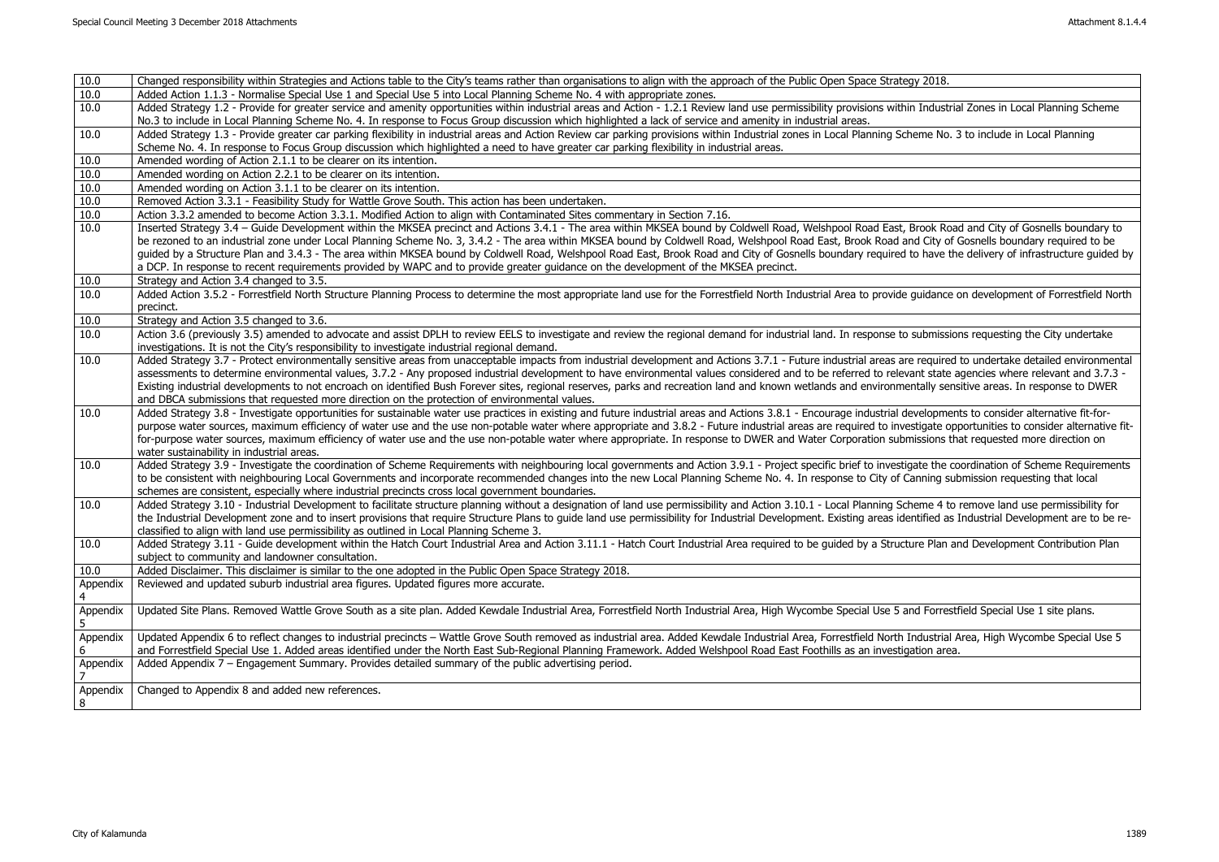| | |
|---|---|
| 10.0 | Changed responsibility within Strategies and Actions table to the City's teams rather than organisations to align with the approach of the Public Open Space Strategy 2018. |
| 10.0 | Added Action 1.1.3 - Normalise Special Use 1 and Special Use 5 into Local Planning Scheme No. 4 with appropriate zones. |
| 10.0 | Added Strategy 1.2 - Provide for greater service and amenity opportunities within industrial areas and Action - 1.2.1 Review land use permissibility provisions within Industrial Zones in Local Planning Scheme No.3 to include in Local Planning Scheme No. 4. In response to Focus Group discussion which highlighted a lack of service and amenity in industrial areas. |
| 10.0 | Added Strategy 1.3 - Provide greater car parking flexibility in industrial areas and Action Review car parking provisions within Industrial zones in Local Planning Scheme No. 3 to include in Local Planning Scheme No. 4. In response to Focus Group discussion which highlighted a need to have greater car parking flexibility in industrial areas. |
| 10.0 | Amended wording of Action 2.1.1 to be clearer on its intention. |
| 10.0 | Amended wording on Action 2.2.1 to be clearer on its intention. |
| 10.0 | Amended wording on Action 3.1.1 to be clearer on its intention. |
| 10.0 | Removed Action 3.3.1 - Feasibility Study for Wattle Grove South. This action has been undertaken. |
| 10.0 | Action 3.3.2 amended to become Action 3.3.1. Modified Action to align with Contaminated Sites commentary in Section 7.16. |
| 10.0 | Inserted Strategy 3.4 – Guide Development within the MKSEA precinct and Actions 3.4.1 - The area within MKSEA bound by Coldwell Road, Welshpool Road East, Brook Road and City of Gosnells boundary to be rezoned to an industrial zone under Local Planning Scheme No. 3, 3.4.2 - The area within MKSEA bound by Coldwell Road, Welshpool Road East, Brook Road and City of Gosnells boundary required to be guided by a Structure Plan and 3.4.3 - The area within MKSEA bound by Coldwell Road, Welshpool Road East, Brook Road and City of Gosnells boundary required to have the delivery of infrastructure guided by a DCP. In response to recent requirements provided by WAPC and to provide greater guidance on the development of the MKSEA precinct. |
| 10.0 | Strategy and Action 3.4 changed to 3.5. |
| 10.0 | Added Action 3.5.2 - Forrestfield North Structure Planning Process to determine the most appropriate land use for the Forrestfield North Industrial Area to provide guidance on development of Forrestfield North precinct. |
| 10.0 | Strategy and Action 3.5 changed to 3.6. |
| 10.0 | Action 3.6 (previously 3.5) amended to advocate and assist DPLH to review EELS to investigate and review the regional demand for industrial land. In response to submissions requesting the City undertake investigations. It is not the City's responsibility to investigate industrial regional demand. |
| 10.0 | Added Strategy 3.7 - Protect environmentally sensitive areas from unacceptable impacts from industrial development and Actions 3.7.1 - Future industrial areas are required to undertake detailed environmental assessments to determine environmental values, 3.7.2 - Any proposed industrial development to have environmental values considered and to be referred to relevant state agencies where relevant and 3.7.3 - Existing industrial developments to not encroach on identified Bush Forever sites, regional reserves, parks and recreation land and known wetlands and environmentally sensitive areas. In response to DWER and DBCA submissions that requested more direction on the protection of environmental values. |
| 10.0 | Added Strategy 3.8 - Investigate opportunities for sustainable water use practices in existing and future industrial areas and Actions 3.8.1 - Encourage industrial developments to consider alternative fit-for-purpose water sources, maximum efficiency of water use and the use non-potable water where appropriate and 3.8.2 - Future industrial areas are required to investigate opportunities to consider alternative fit-for-purpose water sources, maximum efficiency of water use and the use non-potable water where appropriate. In response to DWER and Water Corporation submissions that requested more direction on water sustainability in industrial areas. |
| 10.0 | Added Strategy 3.9 - Investigate the coordination of Scheme Requirements with neighbouring local governments and Action 3.9.1 - Project specific brief to investigate the coordination of Scheme Requirements to be consistent with neighbouring Local Governments and incorporate recommended changes into the new Local Planning Scheme No. 4. In response to City of Canning submission requesting that local schemes are consistent, especially where industrial precincts cross local government boundaries. |
| 10.0 | Added Strategy 3.10 - Industrial Development to facilitate structure planning without a designation of land use permissibility and Action 3.10.1 - Local Planning Scheme 4 to remove land use permissibility for the Industrial Development zone and to insert provisions that require Structure Plans to guide land use permissibility for Industrial Development. Existing areas identified as Industrial Development are to be re-classified to align with land use permissibility as outlined in Local Planning Scheme 3. |
| 10.0 | Added Strategy 3.11 - Guide development within the Hatch Court Industrial Area and Action 3.11.1 - Hatch Court Industrial Area required to be guided by a Structure Plan and Development Contribution Plan subject to community and landowner consultation. |
| 10.0 | Added Disclaimer. This disclaimer is similar to the one adopted in the Public Open Space Strategy 2018. |
| Appendix 4 | Reviewed and updated suburb industrial area figures. Updated figures more accurate. |
| Appendix 5 | Updated Site Plans. Removed Wattle Grove South as a site plan. Added Kewdale Industrial Area, Forrestfield North Industrial Area, High Wycombe Special Use 5 and Forrestfield Special Use 1 site plans. |
| Appendix 6 | Updated Appendix 6 to reflect changes to industrial precincts – Wattle Grove South removed as industrial area. Added Kewdale Industrial Area, Forrestfield North Industrial Area, High Wycombe Special Use 5 and Forrestfield Special Use 1. Added areas identified under the North East Sub-Regional Planning Framework. Added Welshpool Road East Foothills as an investigation area. |
| Appendix 7 | Added Appendix 7 – Engagement Summary. Provides detailed summary of the public advertising period. |
| Appendix 8 | Changed to Appendix 8 and added new references. |